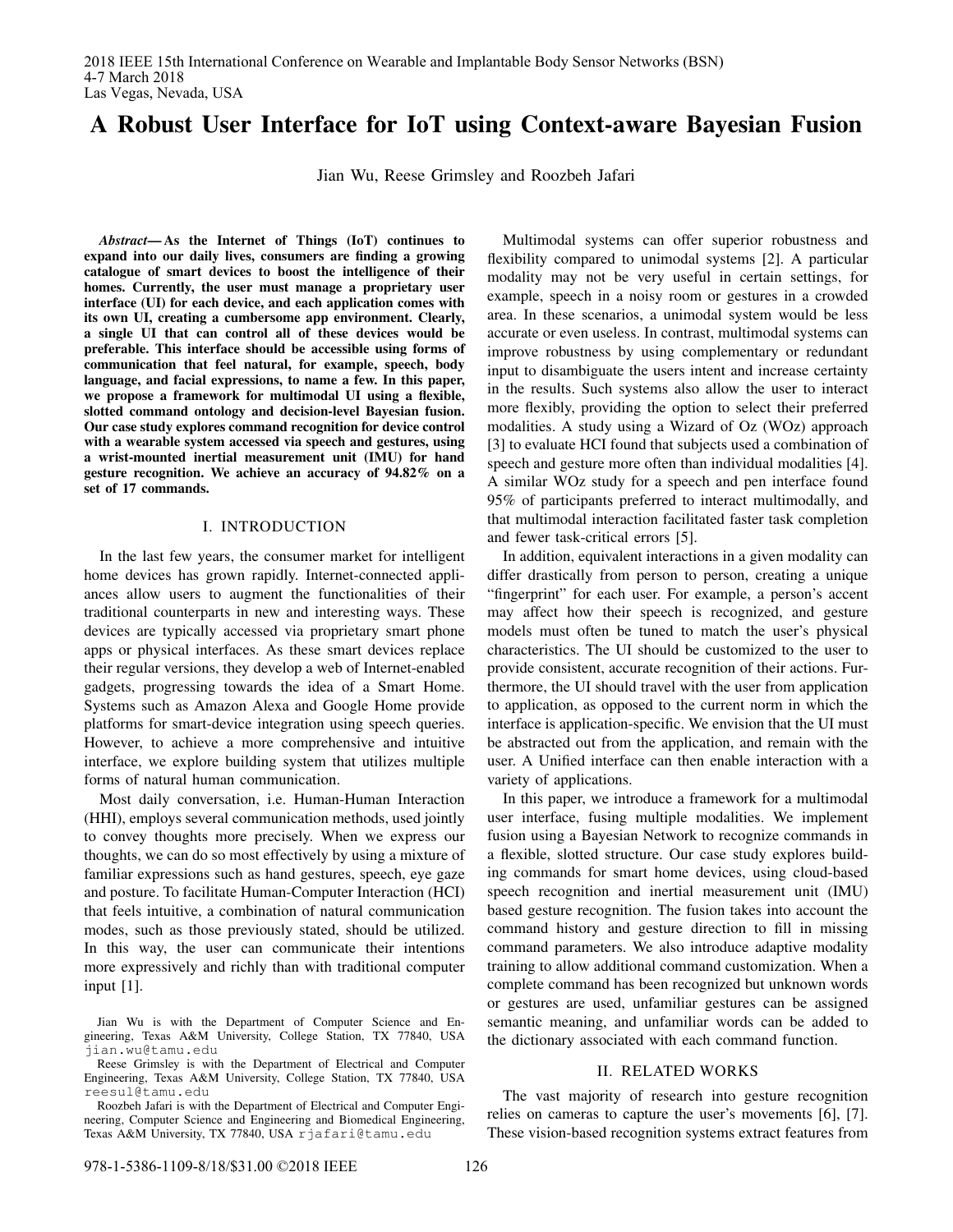# A Robust User Interface for IoT using Context-aware Bayesian Fusion

Jian Wu, Reese Grimsley and Roozbeh Jafari

***Abstract*— As the Internet of Things (IoT) continues to expand into our daily lives, consumers are finding a growing catalogue of smart devices to boost the intelligence of their homes. Currently, the user must manage a proprietary user interface (UI) for each device, and each application comes with its own UI, creating a cumbersome app environment. Clearly, a single UI that can control all of these devices would be preferable. This interface should be accessible using forms of communication that feel natural, for example, speech, body language, and facial expressions, to name a few. In this paper, we propose a framework for multimodal UI using a flexible, slotted command ontology and decision-level Bayesian fusion. Our case study explores command recognition for device control with a wearable system accessed via speech and gestures, using a wrist-mounted inertial measurement unit (IMU) for hand gesture recognition. We achieve an accuracy of 94.82% on a set of 17 commands.**

## I. INTRODUCTION

In the last few years, the consumer market for intelligent home devices has grown rapidly. Internet-connected appliances allow users to augment the functionalities of their traditional counterparts in new and interesting ways. These devices are typically accessed via proprietary smart phone apps or physical interfaces. As these smart devices replace their regular versions, they develop a web of Internet-enabled gadgets, progressing towards the idea of a Smart Home. Systems such as Amazon Alexa and Google Home provide platforms for smart-device integration using speech queries. However, to achieve a more comprehensive and intuitive interface, we explore building system that utilizes multiple forms of natural human communication.

Most daily conversation, i.e. Human-Human Interaction (HHI), employs several communication methods, used jointly to convey thoughts more precisely. When we express our thoughts, we can do so most effectively by using a mixture of familiar expressions such as hand gestures, speech, eye gaze and posture. To facilitate Human-Computer Interaction (HCI) that feels intuitive, a combination of natural communication modes, such as those previously stated, should be utilized. In this way, the user can communicate their intentions more expressively and richly than with traditional computer input [1].

Jian Wu is with the Department of Computer Science and Engineering, Texas A&M University, College Station, TX 77840, USA jian.wu@tamu.edu

Reese Grimsley is with the Department of Electrical and Computer Engineering, Texas A&M University, College Station, TX 77840, USA reesul@tamu.edu

Roozbeh Jafari is with the Department of Electrical and Computer Engineering, Computer Science and Engineering and Biomedical Engineering, Texas A&M University, TX 77840, USA rjafari@tamu.edu

Multimodal systems can offer superior robustness and flexibility compared to unimodal systems [2]. A particular modality may not be very useful in certain settings, for example, speech in a noisy room or gestures in a crowded area. In these scenarios, a unimodal system would be less accurate or even useless. In contrast, multimodal systems can improve robustness by using complementary or redundant input to disambiguate the users intent and increase certainty in the results. Such systems also allow the user to interact more flexibly, providing the option to select their preferred modalities. A study using a Wizard of Oz (WOz) approach [3] to evaluate HCI found that subjects used a combination of speech and gesture more often than individual modalities [4]. A similar WOz study for a speech and pen interface found 95% of participants preferred to interact multimodally, and that multimodal interaction facilitated faster task completion and fewer task-critical errors [5].

In addition, equivalent interactions in a given modality can differ drastically from person to person, creating a unique "fingerprint" for each user. For example, a person's accent may affect how their speech is recognized, and gesture models must often be tuned to match the user's physical characteristics. The UI should be customized to the user to provide consistent, accurate recognition of their actions. Furthermore, the UI should travel with the user from application to application, as opposed to the current norm in which the interface is application-specific. We envision that the UI must be abstracted out from the application, and remain with the user. A Unified interface can then enable interaction with a variety of applications.

In this paper, we introduce a framework for a multimodal user interface, fusing multiple modalities. We implement fusion using a Bayesian Network to recognize commands in a flexible, slotted structure. Our case study explores building commands for smart home devices, using cloud-based speech recognition and inertial measurement unit (IMU) based gesture recognition. The fusion takes into account the command history and gesture direction to fill in missing command parameters. We also introduce adaptive modality training to allow additional command customization. When a complete command has been recognized but unknown words or gestures are used, unfamiliar gestures can be assigned semantic meaning, and unfamiliar words can be added to the dictionary associated with each command function.

## II. RELATED WORKS

The vast majority of research into gesture recognition relies on cameras to capture the user's movements [6], [7]. These vision-based recognition systems extract features from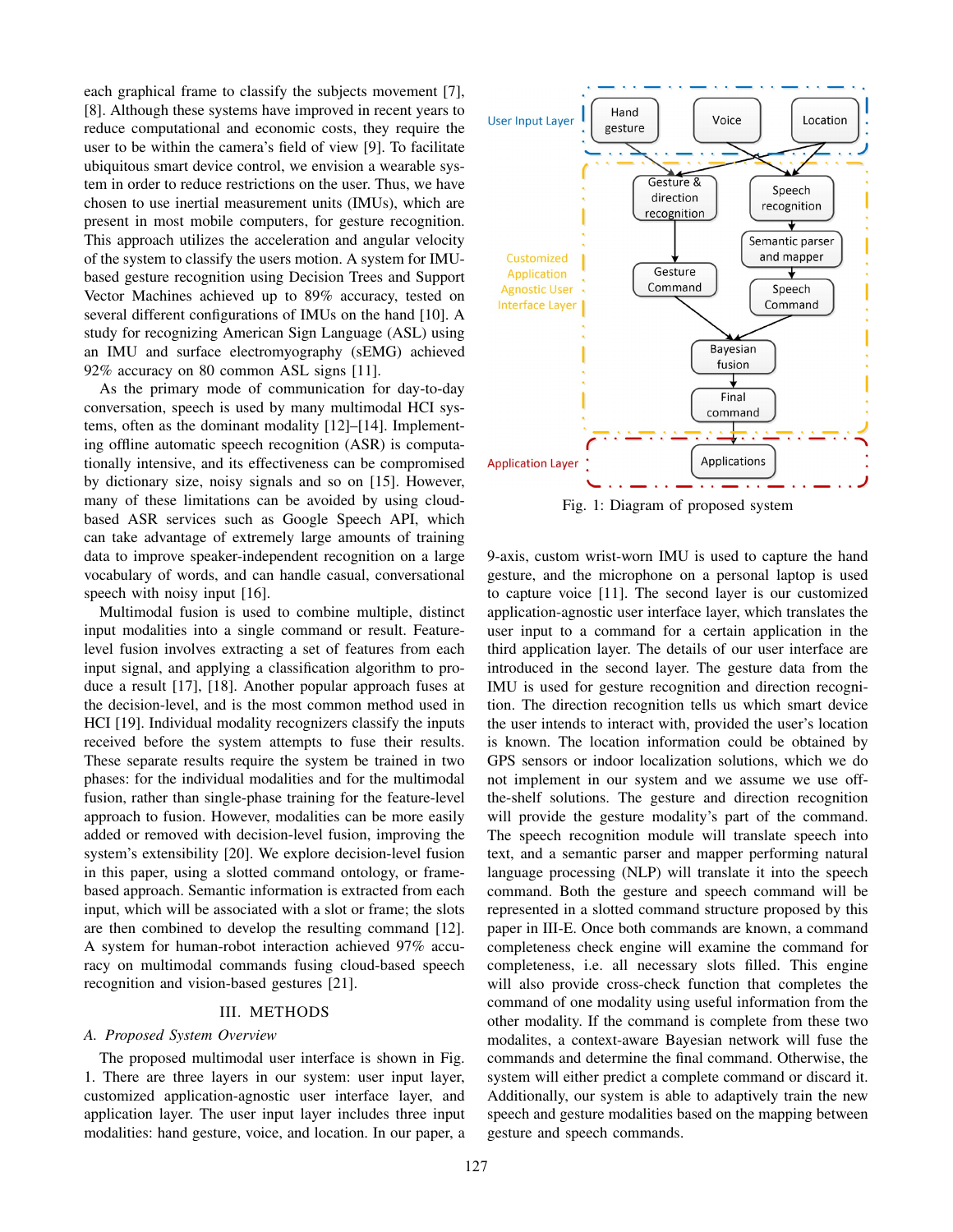each graphical frame to classify the subjects movement [7], [8]. Although these systems have improved in recent years to reduce computational and economic costs, they require the user to be within the camera's field of view [9]. To facilitate ubiquitous smart device control, we envision a wearable system in order to reduce restrictions on the user. Thus, we have chosen to use inertial measurement units (IMUs), which are present in most mobile computers, for gesture recognition. This approach utilizes the acceleration and angular velocity of the system to classify the users motion. A system for IMU-based gesture recognition using Decision Trees and Support Vector Machines achieved up to 89% accuracy, tested on several different configurations of IMUs on the hand [10]. A study for recognizing American Sign Language (ASL) using an IMU and surface electromyography (sEMG) achieved 92% accuracy on 80 common ASL signs [11].

As the primary mode of communication for day-to-day conversation, speech is used by many multimodal HCI systems, often as the dominant modality [12]–[14]. Implementing offline automatic speech recognition (ASR) is computationally intensive, and its effectiveness can be compromised by dictionary size, noisy signals and so on [15]. However, many of these limitations can be avoided by using cloud-based ASR services such as Google Speech API, which can take advantage of extremely large amounts of training data to improve speaker-independent recognition on a large vocabulary of words, and can handle casual, conversational speech with noisy input [16].

Multimodal fusion is used to combine multiple, distinct input modalities into a single command or result. Feature-level fusion involves extracting a set of features from each input signal, and applying a classification algorithm to produce a result [17], [18]. Another popular approach fuses at the decision-level, and is the most common method used in HCI [19]. Individual modality recognizers classify the inputs received before the system attempts to fuse their results. These separate results require the system be trained in two phases: for the individual modalities and for the multimodal fusion, rather than single-phase training for the feature-level approach to fusion. However, modalities can be more easily added or removed with decision-level fusion, improving the system's extensibility [20]. We explore decision-level fusion in this paper, using a slotted command ontology, or frame-based approach. Semantic information is extracted from each input, which will be associated with a slot or frame; the slots are then combined to develop the resulting command [12]. A system for human-robot interaction achieved 97% accuracy on multimodal commands fusing cloud-based speech recognition and vision-based gestures [21].

## III. METHODS

### A. Proposed System Overview

The proposed multimodal user interface is shown in Fig. 1. There are three layers in our system: user input layer, customized application-agnostic user interface layer, and application layer. The user input layer includes three input modalities: hand gesture, voice, and location. In our paper, a 9-axis, custom wrist-worn IMU is used to capture the hand gesture, and the microphone on a personal laptop is used to capture voice [11]. The second layer is our customized application-agnostic user interface layer, which translates the user input to a command for a certain application in the third application layer. The details of our user interface are introduced in the second layer. The gesture data from the IMU is used for gesture recognition and direction recognition. The direction recognition tells us which smart device the user intends to interact with, provided the user's location is known. The location information could be obtained by GPS sensors or indoor localization solutions, which we do not implement in our system and we assume we use off-the-shelf solutions. The gesture and direction recognition will provide the gesture modality's part of the command. The speech recognition module will translate speech into text, and a semantic parser and mapper performing natural language processing (NLP) will translate it into the speech command. Both the gesture and speech command will be represented in a slotted command structure proposed by this paper in III-E. Once both commands are known, a command completeness check engine will examine the command for completeness, i.e. all necessary slots filled. This engine will also provide cross-check function that completes the command of one modality using useful information from the other modality. If the command is complete from these two modalites, a context-aware Bayesian network will fuse the commands and determine the final command. Otherwise, the system will either predict a complete command or discard it. Additionally, our system is able to adaptively train the new speech and gesture modalities based on the mapping between gesture and speech commands.

User Input Layer
Hand gesture
Voice
Location
Customized Application Agnostic User Interface Layer
Gesture & direction recognition
Speech recognition
Semantic parser and mapper
Gesture Command
Speech Command
Bayesian fusion
Final command
Application Layer
Applications

Fig. 1: Diagram of proposed system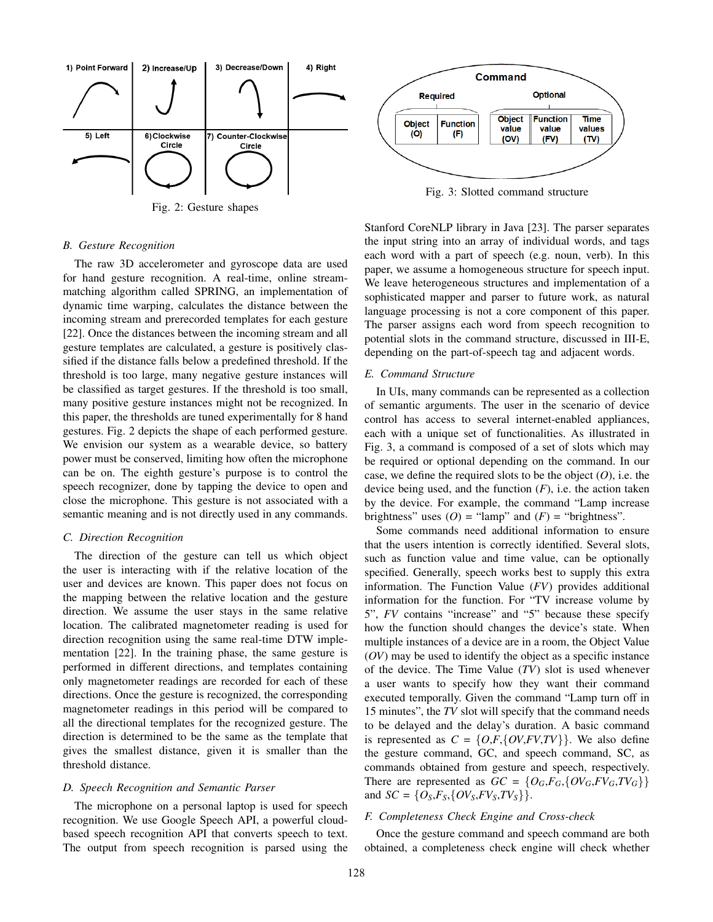Fig. 2: Gesture shapes

Fig. 3: Slotted command structure

### B. Gesture Recognition

The raw 3D accelerometer and gyroscope data are used for hand gesture recognition. A real-time, online stream-matching algorithm called SPRING, an implementation of dynamic time warping, calculates the distance between the incoming stream and prerecorded templates for each gesture [22]. Once the distances between the incoming stream and all gesture templates are calculated, a gesture is positively classified if the distance falls below a predefined threshold. If the threshold is too large, many negative gesture instances will be classified as target gestures. If the threshold is too small, many positive gesture instances might not be recognized. In this paper, the thresholds are tuned experimentally for 8 hand gestures. Fig. 2 depicts the shape of each performed gesture. We envision our system as a wearable device, so battery power must be conserved, limiting how often the microphone can be on. The eighth gesture's purpose is to control the speech recognizer, done by tapping the device to open and close the microphone. This gesture is not associated with a semantic meaning and is not directly used in any commands.

### C. Direction Recognition

The direction of the gesture can tell us which object the user is interacting with if the relative location of the user and devices are known. This paper does not focus on the mapping between the relative location and the gesture direction. We assume the user stays in the same relative location. The calibrated magnetometer reading is used for direction recognition using the same real-time DTW implementation [22]. In the training phase, the same gesture is performed in different directions, and templates containing only magnetometer readings are recorded for each of these directions. Once the gesture is recognized, the corresponding magnetometer readings in this period will be compared to all the directional templates for the recognized gesture. The direction is determined to be the same as the template that gives the smallest distance, given it is smaller than the threshold distance.

### D. Speech Recognition and Semantic Parser

The microphone on a personal laptop is used for speech recognition. We use Google Speech API, a powerful cloud-based speech recognition API that converts speech to text. The output from speech recognition is parsed using the Stanford CoreNLP library in Java [23]. The parser separates the input string into an array of individual words, and tags each word with a part of speech (e.g. noun, verb). In this paper, we assume a homogeneous structure for speech input. We leave heterogeneous structures and implementation of a sophisticated mapper and parser to future work, as natural language processing is not a core component of this paper. The parser assigns each word from speech recognition to potential slots in the command structure, discussed in III-E, depending on the part-of-speech tag and adjacent words.

### E. Command Structure

In UIs, many commands can be represented as a collection of semantic arguments. The user in the scenario of device control has access to several internet-enabled appliances, each with a unique set of functionalities. As illustrated in Fig. 3, a command is composed of a set of slots which may be required or optional depending on the command. In our case, we define the required slots to be the object ($O$), i.e. the device being used, and the function ($F$), i.e. the action taken by the device. For example, the command "Lamp increase brightness" uses ($O$) = "lamp" and ($F$) = "brightness".

Some commands need additional information to ensure that the users intention is correctly identified. Several slots, such as function value and time value, can be optionally specified. Generally, speech works best to supply this extra information. The Function Value ($FV$) provides additional information for the function. For "TV increase volume by 5", $FV$ contains "increase" and "5" because these specify how the function should changes the device's state. When multiple instances of a device are in a room, the Object Value ($OV$) may be used to identify the object as a specific instance of the device. The Time Value ($TV$) slot is used whenever a user wants to specify how they want their command executed temporally. Given the command "Lamp turn off in 15 minutes", the $TV$ slot will specify that the command needs to be delayed and the delay's duration. A basic command is represented as $C = \{O, F, \{OV, FV, TV\}\}$. We also define the gesture command, GC, and speech command, SC, as commands obtained from gesture and speech, respectively. There are represented as $GC = \{O_G, F_G, \{OV_G, FV_G, TV_G\}\}$ and $SC = \{O_S, F_S, \{OV_S, FV_S, TV_S\}\}$.

### F. Completeness Check Engine and Cross-check

Once the gesture command and speech command are both obtained, a completeness check engine will check whether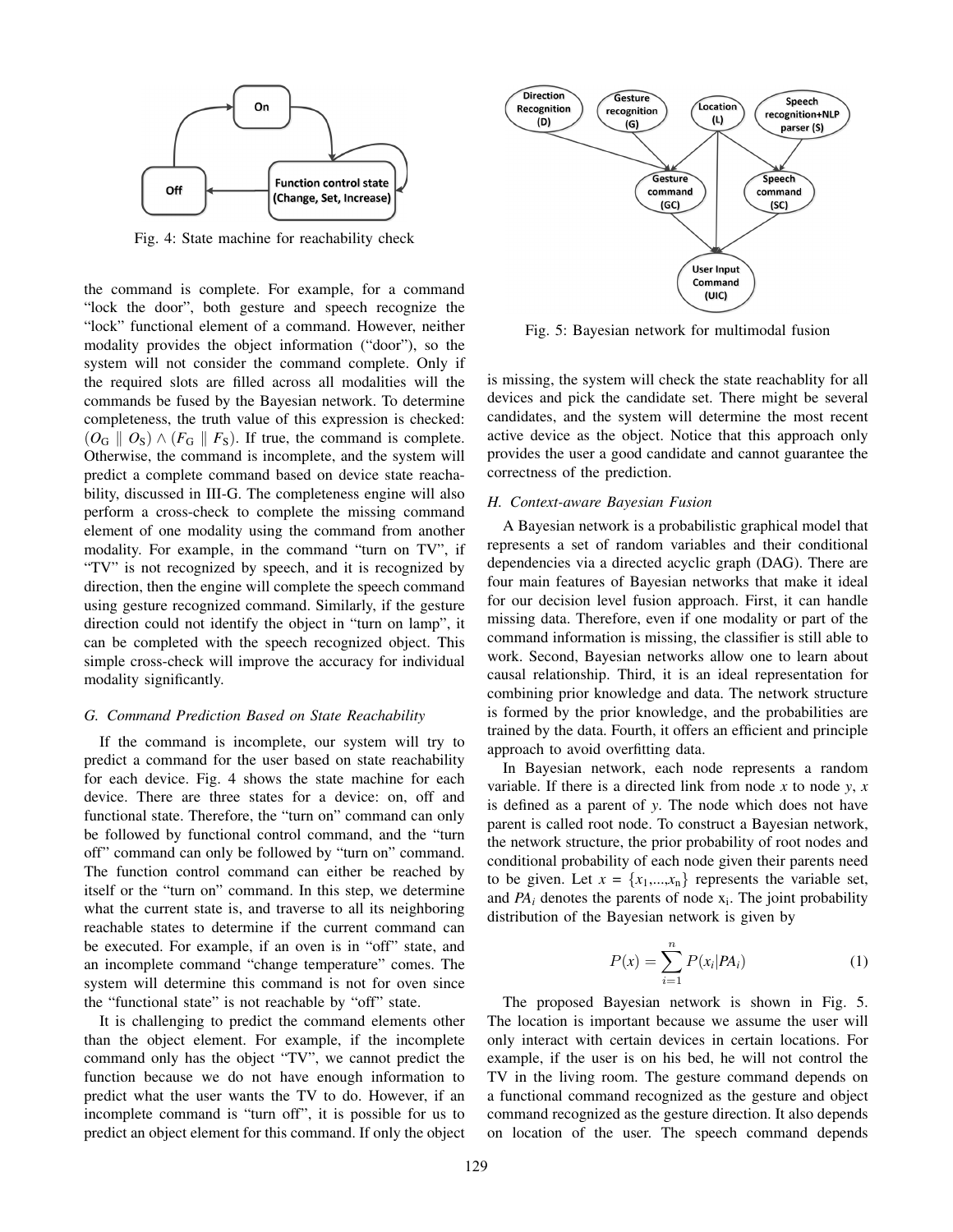Off

On

Function control state (Change, Set, Increase)

Fig. 4: State machine for reachability check

the command is complete. For example, for a command "lock the door", both gesture and speech recognize the "lock" functional element of a command. However, neither modality provides the object information ("door"), so the system will not consider the command complete. Only if the required slots are filled across all modalities will the commands be fused by the Bayesian network. To determine completeness, the truth value of this expression is checked: $(O_{\mathrm{G}} \parallel O_{\mathrm{S}}) \wedge (F_{\mathrm{G}} \parallel F_{\mathrm{S}})$. If true, the command is complete. Otherwise, the command is incomplete, and the system will predict a complete command based on device state reachability, discussed in III-G. The completeness engine will also perform a cross-check to complete the missing command element of one modality using the command from another modality. For example, in the command "turn on TV", if "TV" is not recognized by speech, and it is recognized by direction, then the engine will complete the speech command using gesture recognized command. Similarly, if the gesture direction could not identify the object in "turn on lamp", it can be completed with the speech recognized object. This simple cross-check will improve the accuracy for individual modality significantly.

### *G. Command Prediction Based on State Reachability*

If the command is incomplete, our system will try to predict a command for the user based on state reachability for each device. Fig. 4 shows the state machine for each device. There are three states for a device: on, off and functional state. Therefore, the "turn on" command can only be followed by functional control command, and the "turn off" command can only be followed by "turn on" command. The function control command can either be reached by itself or the "turn on" command. In this step, we determine what the current state is, and traverse to all its neighboring reachable states to determine if the current command can be executed. For example, if an oven is in "off" state, and an incomplete command "change temperature" comes. The system will determine this command is not for oven since the "functional state" is not reachable by "off" state.

It is challenging to predict the command elements other than the object element. For example, if the incomplete command only has the object "TV", we cannot predict the function because we do not have enough information to predict what the user wants the TV to do. However, if an incomplete command is "turn off", it is possible for us to predict an object element for this command. If only the object is missing, the system will check the state reachablity for all devices and pick the candidate set. There might be several candidates, and the system will determine the most recent active device as the object. Notice that this approach only provides the user a good candidate and cannot guarantee the correctness of the prediction.

Direction Recognition (D)

Gesture recognition (G)

Location (L)

Speech recognition+NLP parser (S)

Gesture command (GC)

Speech command (SC)

User Input Command (UIC)

Fig. 5: Bayesian network for multimodal fusion

### *H. Context-aware Bayesian Fusion*

A Bayesian network is a probabilistic graphical model that represents a set of random variables and their conditional dependencies via a directed acyclic graph (DAG). There are four main features of Bayesian networks that make it ideal for our decision level fusion approach. First, it can handle missing data. Therefore, even if one modality or part of the command information is missing, the classifier is still able to work. Second, Bayesian networks allow one to learn about causal relationship. Third, it is an ideal representation for combining prior knowledge and data. The network structure is formed by the prior knowledge, and the probabilities are trained by the data. Fourth, it offers an efficient and principle approach to avoid overfitting data.

In Bayesian network, each node represents a random variable. If there is a directed link from node $x$ to node $y$, $x$ is defined as a parent of $y$. The node which does not have parent is called root node. To construct a Bayesian network, the network structure, the prior probability of root nodes and conditional probability of each node given their parents need to be given. Let $x = \{x_1,...,x_n\}$ represents the variable set, and $PA_i$ denotes the parents of node $x_i$. The joint probability distribution of the Bayesian network is given by

$$P(x) = \sum_{i=1}^{n} P(x_i|PA_i) \tag{1}$$

The proposed Bayesian network is shown in Fig. 5. The location is important because we assume the user will only interact with certain devices in certain locations. For example, if the user is on his bed, he will not control the TV in the living room. The gesture command depends on a functional command recognized as the gesture and object command recognized as the gesture direction. It also depends on location of the user. The speech command depends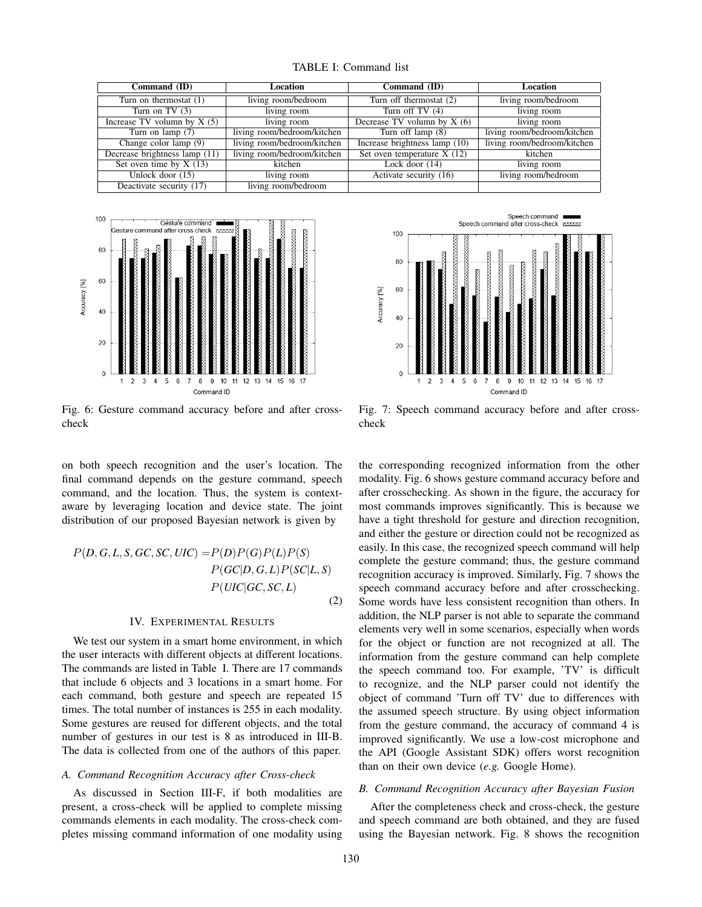TABLE I: Command list

| Command (ID) | Location | Command (ID) | Location |
|---|---|---|---|
| Turn on thermostat (1) | living room/bedroom | Turn off thermostat (2) | living room/bedroom |
| Turn on TV (3) | living room | Turn off TV (4) | living room |
| Increase TV volumn by X (5) | living room | Decrease TV volumn by X (6) | living room |
| Turn on lamp (7) | living room/bedroom/kitchen | Turn off lamp (8) | living room/bedroom/kitchen |
| Change color lamp (9) | living room/bedroom/kitchen | Increase brightness lamp (10) | living room/bedroom/kitchen |
| Decrease brightness lamp (11) | living room/bedroom/kitchen | Set oven temperature X (12) | kitchen |
| Set oven time by X (13) | kitchen | Lock door (14) | living room |
| Unlock door (15) | living room | Activate security (16) | living room/bedroom |
| Deactivate security (17) | living room/bedroom | | |

Fig. 6: Gesture command accuracy before and after cross-check

Fig. 7: Speech command accuracy before and after cross-check

on both speech recognition and the user's location. The final command depends on the gesture command, speech command, and the location. Thus, the system is context-aware by leveraging location and device state. The joint distribution of our proposed Bayesian network is given by

$$P(D,G,L,S,GC,SC,UIC) = P(D)P(G)P(L)P(S) P(GC|D,G,L)P(SC|L,S) P(UIC|GC,SC,L) \quad (2)$$

## IV. Experimental Results

We test our system in a smart home environment, in which the user interacts with different objects at different locations. The commands are listed in Table I. There are 17 commands that include 6 objects and 3 locations in a smart home. For each command, both gesture and speech are repeated 15 times. The total number of instances is 255 in each modality. Some gestures are reused for different objects, and the total number of gestures in our test is 8 as introduced in III-B. The data is collected from one of the authors of this paper.

### A. Command Recognition Accuracy after Cross-check

As discussed in Section III-F, if both modalities are present, a cross-check will be applied to complete missing commands elements in each modality. The cross-check completes missing command information of one modality using the corresponding recognized information from the other modality. Fig. 6 shows gesture command accuracy before and after crosschecking. As shown in the figure, the accuracy for most commands improves significantly. This is because we have a tight threshold for gesture and direction recognition, and either the gesture or direction could not be recognized as easily. In this case, the recognized speech command will help complete the gesture command; thus, the gesture command recognition accuracy is improved. Similarly, Fig. 7 shows the speech command accuracy before and after crosschecking. Some words have less consistent recognition than others. In addition, the NLP parser is not able to separate the command elements very well in some scenarios, especially when words for the object or function are not recognized at all. The information from the gesture command can help complete the speech command too. For example, 'TV' is difficult to recognize, and the NLP parser could not identify the object of command 'Turn off TV' due to differences with the assumed speech structure. By using object information from the gesture command, the accuracy of command 4 is improved significantly. We use a low-cost microphone and the API (Google Assistant SDK) offers worst recognition than on their own device (*e.g.* Google Home).

### B. Command Recognition Accuracy after Bayesian Fusion

After the completeness check and cross-check, the gesture and speech command are both obtained, and they are fused using the Bayesian network. Fig. 8 shows the recognition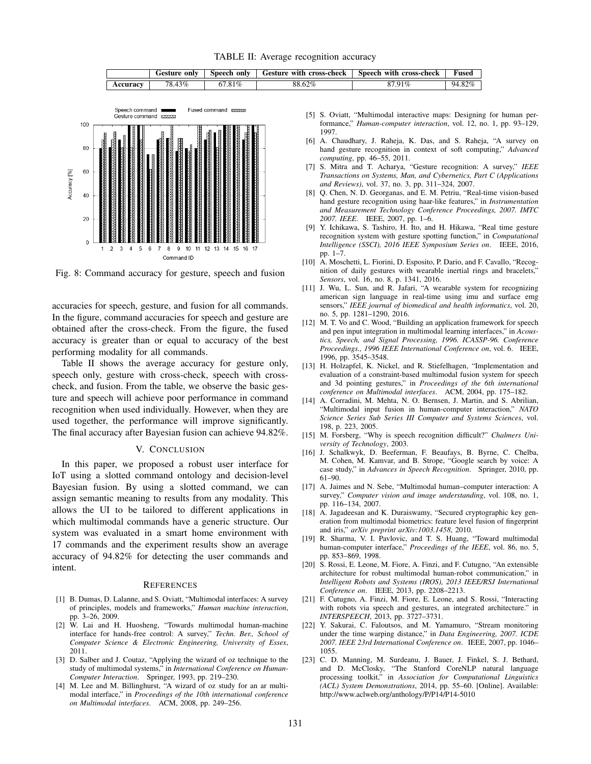TABLE II: Average recognition accuracy

| | Gesture only | Speech only | Gesture with cross-check | Speech with cross-check | Fused |
|---|---|---|---|---|---|
| **Accuracy** | 78.43% | 67.81% | 88.62% | 87.91% | 94.82% |

Speech command
Gesture command
Fused command
100
80
60
40
20
0
Accuracy [%]
1 2 3 4 5 6 7 8 9 10 11 12 13 14 15 16 17
Command ID

Fig. 8: Command accuracy for gesture, speech and fusion

accuracies for speech, gesture, and fusion for all commands. In the figure, command accuracies for speech and gesture are obtained after the cross-check. From the figure, the fused accuracy is greater than or equal to accuracy of the best performing modality for all commands.

Table II shows the average accuracy for gesture only, speech only, gesture with cross-check, speech with cross-check, and fusion. From the table, we observe the basic gesture and speech will achieve poor performance in command recognition when used individually. However, when they are used together, the performance will improve significantly. The final accuracy after Bayesian fusion can achieve 94.82%.

## V. Conclusion

In this paper, we proposed a robust user interface for IoT using a slotted command ontology and decision-level Bayesian fusion. By using a slotted command, we can assign semantic meaning to results from any modality. This allows the UI to be tailored to different applications in which multimodal commands have a generic structure. Our system was evaluated in a smart home environment with 17 commands and the experiment results show an average accuracy of 94.82% for detecting the user commands and intent.

## References

[1] B. Dumas, D. Lalanne, and S. Oviatt, "Multimodal interfaces: A survey of principles, models and frameworks," *Human machine interaction*, pp. 3–26, 2009.

[2] W. Lai and H. Huosheng, "Towards multimodal human-machine interface for hands-free control: A survey," *Techn. Ber., School of Computer Science & Electronic Engineering, University of Essex*, 2011.

[3] D. Salber and J. Coutaz, "Applying the wizard of oz technique to the study of multimodal systems," in *International Conference on Human-Computer Interaction*. Springer, 1993, pp. 219–230.

[4] M. Lee and M. Billinghurst, "A wizard of oz study for an ar multimodal interface," in *Proceedings of the 10th international conference on Multimodal interfaces*. ACM, 2008, pp. 249–256.

[5] S. Oviatt, "Multimodal interactive maps: Designing for human performance," *Human-computer interaction*, vol. 12, no. 1, pp. 93–129, 1997.

[6] A. Chaudhary, J. Raheja, K. Das, and S. Raheja, "A survey on hand gesture recognition in context of soft computing," *Advanced computing*, pp. 46–55, 2011.

[7] S. Mitra and T. Acharya, "Gesture recognition: A survey," *IEEE Transactions on Systems, Man, and Cybernetics, Part C (Applications and Reviews)*, vol. 37, no. 3, pp. 311–324, 2007.

[8] Q. Chen, N. D. Georganas, and E. M. Petriu, "Real-time vision-based hand gesture recognition using haar-like features," in *Instrumentation and Measurement Technology Conference Proceedings, 2007. IMTC 2007. IEEE*. IEEE, 2007, pp. 1–6.

[9] Y. Ichikawa, S. Tashiro, H. Ito, and H. Hikawa, "Real time gesture recognition system with gesture spotting function," in *Computational Intelligence (SSCI), 2016 IEEE Symposium Series on*. IEEE, 2016, pp. 1–7.

[10] A. Moschetti, L. Fiorini, D. Esposito, P. Dario, and F. Cavallo, "Recognition of daily gestures with wearable inertial rings and bracelets," *Sensors*, vol. 16, no. 8, p. 1341, 2016.

[11] J. Wu, L. Sun, and R. Jafari, "A wearable system for recognizing american sign language in real-time using imu and surface emg sensors," *IEEE journal of biomedical and health informatics*, vol. 20, no. 5, pp. 1281–1290, 2016.

[12] M. T. Vo and C. Wood, "Building an application framework for speech and pen input integration in multimodal learning interfaces," in *Acoustics, Speech, and Signal Processing, 1996. ICASSP-96. Conference Proceedings., 1996 IEEE International Conference on*, vol. 6. IEEE, 1996, pp. 3545–3548.

[13] H. Holzapfel, K. Nickel, and R. Stiefelhagen, "Implementation and evaluation of a constraint-based multimodal fusion system for speech and 3d pointing gestures," in *Proceedings of the 6th international conference on Multimodal interfaces*. ACM, 2004, pp. 175–182.

[14] A. Corradini, M. Mehta, N. O. Bernsen, J. Martin, and S. Abrilian, "Multimodal input fusion in human-computer interaction," *NATO Science Series Sub Series III Computer and Systems Sciences*, vol. 198, p. 223, 2005.

[15] M. Forsberg, "Why is speech recognition difficult?" *Chalmers University of Technology*, 2003.

[16] J. Schalkwyk, D. Beeferman, F. Beaufays, B. Byrne, C. Chelba, M. Cohen, M. Kamvar, and B. Strope, "Google search by voice: A case study," in *Advances in Speech Recognition*. Springer, 2010, pp. 61–90.

[17] A. Jaimes and N. Sebe, "Multimodal human–computer interaction: A survey," *Computer vision and image understanding*, vol. 108, no. 1, pp. 116–134, 2007.

[18] A. Jagadeesan and K. Duraiswamy, "Secured cryptographic key generation from multimodal biometrics: feature level fusion of fingerprint and iris," *arXiv preprint arXiv:1003.1458*, 2010.

[19] R. Sharma, V. I. Pavlovic, and T. S. Huang, "Toward multimodal human-computer interface," *Proceedings of the IEEE*, vol. 86, no. 5, pp. 853–869, 1998.

[20] S. Rossi, E. Leone, M. Fiore, A. Finzi, and F. Cutugno, "An extensible architecture for robust multimodal human-robot communication," in *Intelligent Robots and Systems (IROS), 2013 IEEE/RSJ International Conference on*. IEEE, 2013, pp. 2208–2213.

[21] F. Cutugno, A. Finzi, M. Fiore, E. Leone, and S. Rossi, "Interacting with robots via speech and gestures, an integrated architecture." in *INTERSPEECH*, 2013, pp. 3727–3731.

[22] Y. Sakurai, C. Faloutsos, and M. Yamamuro, "Stream monitoring under the time warping distance," in *Data Engineering, 2007. ICDE 2007. IEEE 23rd International Conference on*. IEEE, 2007, pp. 1046–1055.

[23] C. D. Manning, M. Surdeanu, J. Bauer, J. Finkel, S. J. Bethard, and D. McClosky, "The Stanford CoreNLP natural language processing toolkit," in *Association for Computational Linguistics (ACL) System Demonstrations*, 2014, pp. 55–60. [Online]. Available: http://www.aclweb.org/anthology/P/P14/P14-5010